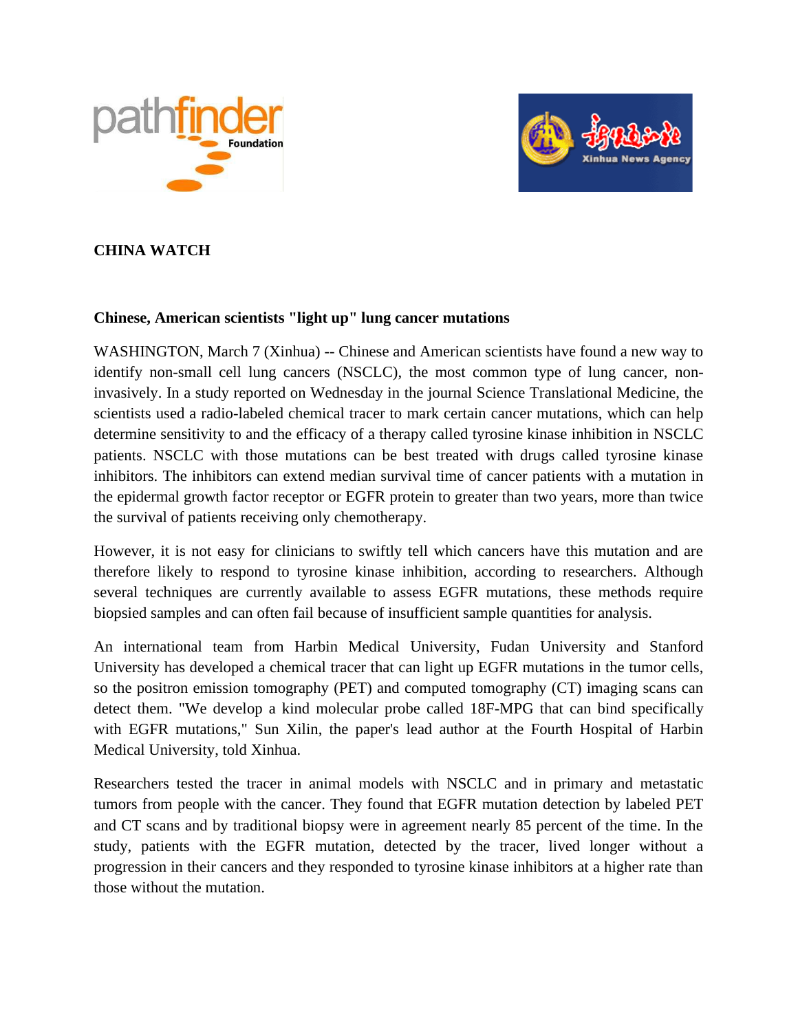**CHINA WATCH**

**Chinese, American scientists "light up" lung cancer mutations**

WASHINGTON, March 7 (Xinhua) -- Chinese and American scientists have found a new way to identify non-small cell lung cancers (NSCLC), the most common type of lung cancer, non-invasively. In a study reported on Wednesday in the journal Science Translational Medicine, the scientists used a radio-labeled chemical tracer to mark certain cancer mutations, which can help determine sensitivity to and the efficacy of a therapy called tyrosine kinase inhibition in NSCLC patients. NSCLC with those mutations can be best treated with drugs called tyrosine kinase inhibitors. The inhibitors can extend median survival time of cancer patients with a mutation in the epidermal growth factor receptor or EGFR protein to greater than two years, more than twice the survival of patients receiving only chemotherapy.

However, it is not easy for clinicians to swiftly tell which cancers have this mutation and are therefore likely to respond to tyrosine kinase inhibition, according to researchers. Although several techniques are currently available to assess EGFR mutations, these methods require biopsied samples and can often fail because of insufficient sample quantities for analysis.

An international team from Harbin Medical University, Fudan University and Stanford University has developed a chemical tracer that can light up EGFR mutations in the tumor cells, so the positron emission tomography (PET) and computed tomography (CT) imaging scans can detect them. "We develop a kind molecular probe called 18F-MPG that can bind specifically with EGFR mutations," Sun Xilin, the paper's lead author at the Fourth Hospital of Harbin Medical University, told Xinhua.

Researchers tested the tracer in animal models with NSCLC and in primary and metastatic tumors from people with the cancer. They found that EGFR mutation detection by labeled PET and CT scans and by traditional biopsy were in agreement nearly 85 percent of the time. In the study, patients with the EGFR mutation, detected by the tracer, lived longer without a progression in their cancers and they responded to tyrosine kinase inhibitors at a higher rate than those without the mutation.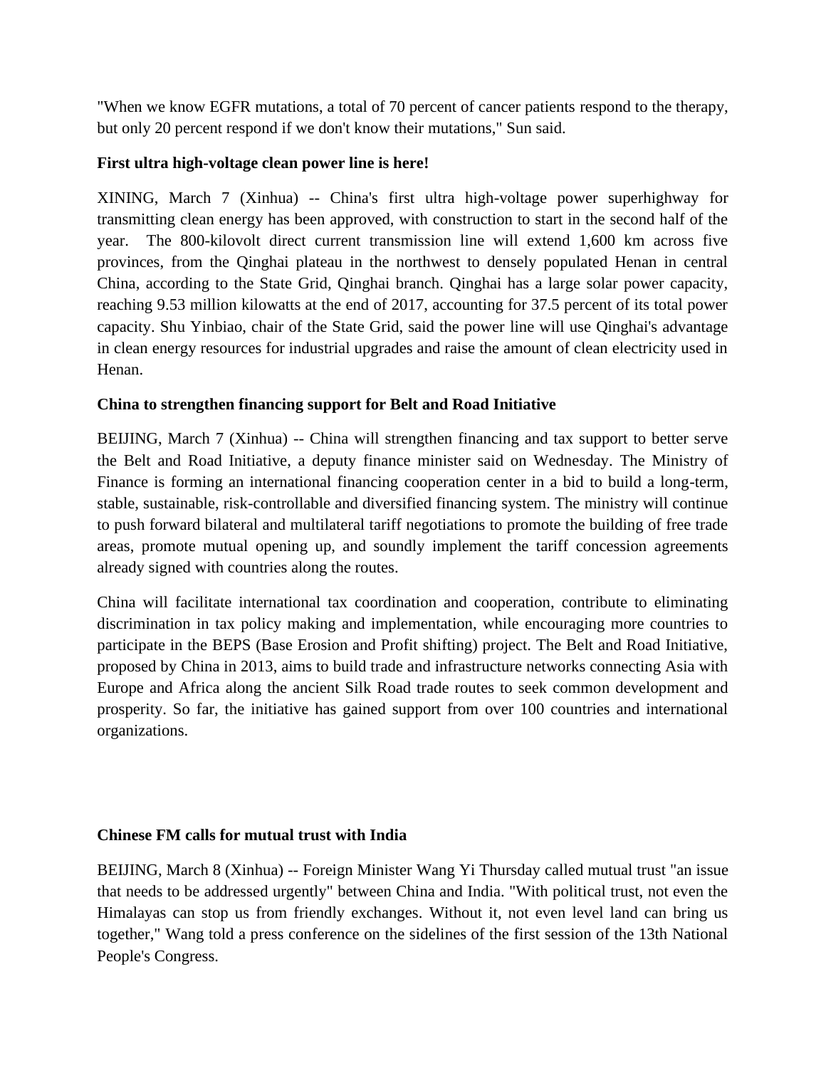"When we know EGFR mutations, a total of 70 percent of cancer patients respond to the therapy, but only 20 percent respond if we don't know their mutations," Sun said.

**First ultra high-voltage clean power line is here!**

XINING, March 7 (Xinhua) -- China's first ultra high-voltage power superhighway for transmitting clean energy has been approved, with construction to start in the second half of the year. The 800-kilovolt direct current transmission line will extend 1,600 km across five provinces, from the Qinghai plateau in the northwest to densely populated Henan in central China, according to the State Grid, Qinghai branch. Qinghai has a large solar power capacity, reaching 9.53 million kilowatts at the end of 2017, accounting for 37.5 percent of its total power capacity. Shu Yinbiao, chair of the State Grid, said the power line will use Qinghai's advantage in clean energy resources for industrial upgrades and raise the amount of clean electricity used in Henan.

**China to strengthen financing support for Belt and Road Initiative**

BEIJING, March 7 (Xinhua) -- China will strengthen financing and tax support to better serve the Belt and Road Initiative, a deputy finance minister said on Wednesday. The Ministry of Finance is forming an international financing cooperation center in a bid to build a long-term, stable, sustainable, risk-controllable and diversified financing system. The ministry will continue to push forward bilateral and multilateral tariff negotiations to promote the building of free trade areas, promote mutual opening up, and soundly implement the tariff concession agreements already signed with countries along the routes.

China will facilitate international tax coordination and cooperation, contribute to eliminating discrimination in tax policy making and implementation, while encouraging more countries to participate in the BEPS (Base Erosion and Profit shifting) project. The Belt and Road Initiative, proposed by China in 2013, aims to build trade and infrastructure networks connecting Asia with Europe and Africa along the ancient Silk Road trade routes to seek common development and prosperity. So far, the initiative has gained support from over 100 countries and international organizations.

**Chinese FM calls for mutual trust with India**

BEIJING, March 8 (Xinhua) -- Foreign Minister Wang Yi Thursday called mutual trust "an issue that needs to be addressed urgently" between China and India. "With political trust, not even the Himalayas can stop us from friendly exchanges. Without it, not even level land can bring us together," Wang told a press conference on the sidelines of the first session of the 13th National People's Congress.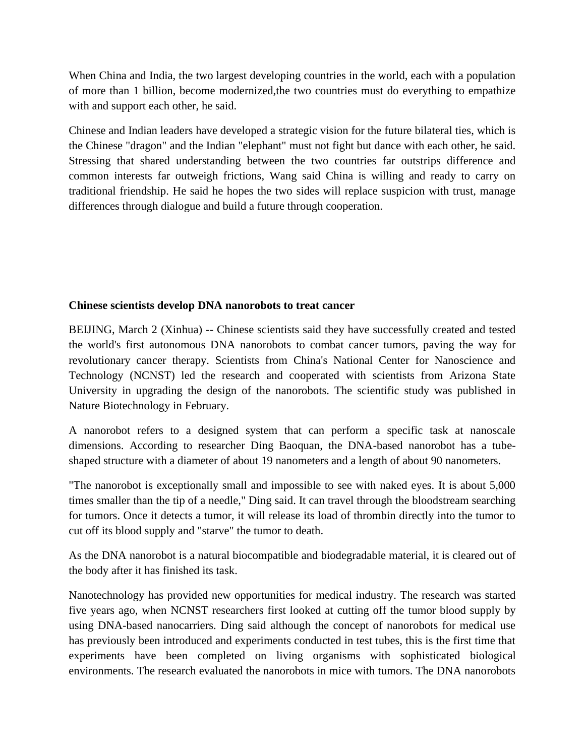When China and India, the two largest developing countries in the world, each with a population of more than 1 billion, become modernized,the two countries must do everything to empathize with and support each other, he said.

Chinese and Indian leaders have developed a strategic vision for the future bilateral ties, which is the Chinese "dragon" and the Indian "elephant" must not fight but dance with each other, he said. Stressing that shared understanding between the two countries far outstrips difference and common interests far outweigh frictions, Wang said China is willing and ready to carry on traditional friendship. He said he hopes the two sides will replace suspicion with trust, manage differences through dialogue and build a future through cooperation.

**Chinese scientists develop DNA nanorobots to treat cancer**

BEIJING, March 2 (Xinhua) -- Chinese scientists said they have successfully created and tested the world's first autonomous DNA nanorobots to combat cancer tumors, paving the way for revolutionary cancer therapy. Scientists from China's National Center for Nanoscience and Technology (NCNST) led the research and cooperated with scientists from Arizona State University in upgrading the design of the nanorobots. The scientific study was published in Nature Biotechnology in February.

A nanorobot refers to a designed system that can perform a specific task at nanoscale dimensions. According to researcher Ding Baoquan, the DNA-based nanorobot has a tube-shaped structure with a diameter of about 19 nanometers and a length of about 90 nanometers.

"The nanorobot is exceptionally small and impossible to see with naked eyes. It is about 5,000 times smaller than the tip of a needle," Ding said. It can travel through the bloodstream searching for tumors. Once it detects a tumor, it will release its load of thrombin directly into the tumor to cut off its blood supply and "starve" the tumor to death.

As the DNA nanorobot is a natural biocompatible and biodegradable material, it is cleared out of the body after it has finished its task.

Nanotechnology has provided new opportunities for medical industry. The research was started five years ago, when NCNST researchers first looked at cutting off the tumor blood supply by using DNA-based nanocarriers. Ding said although the concept of nanorobots for medical use has previously been introduced and experiments conducted in test tubes, this is the first time that experiments have been completed on living organisms with sophisticated biological environments. The research evaluated the nanorobots in mice with tumors. The DNA nanorobots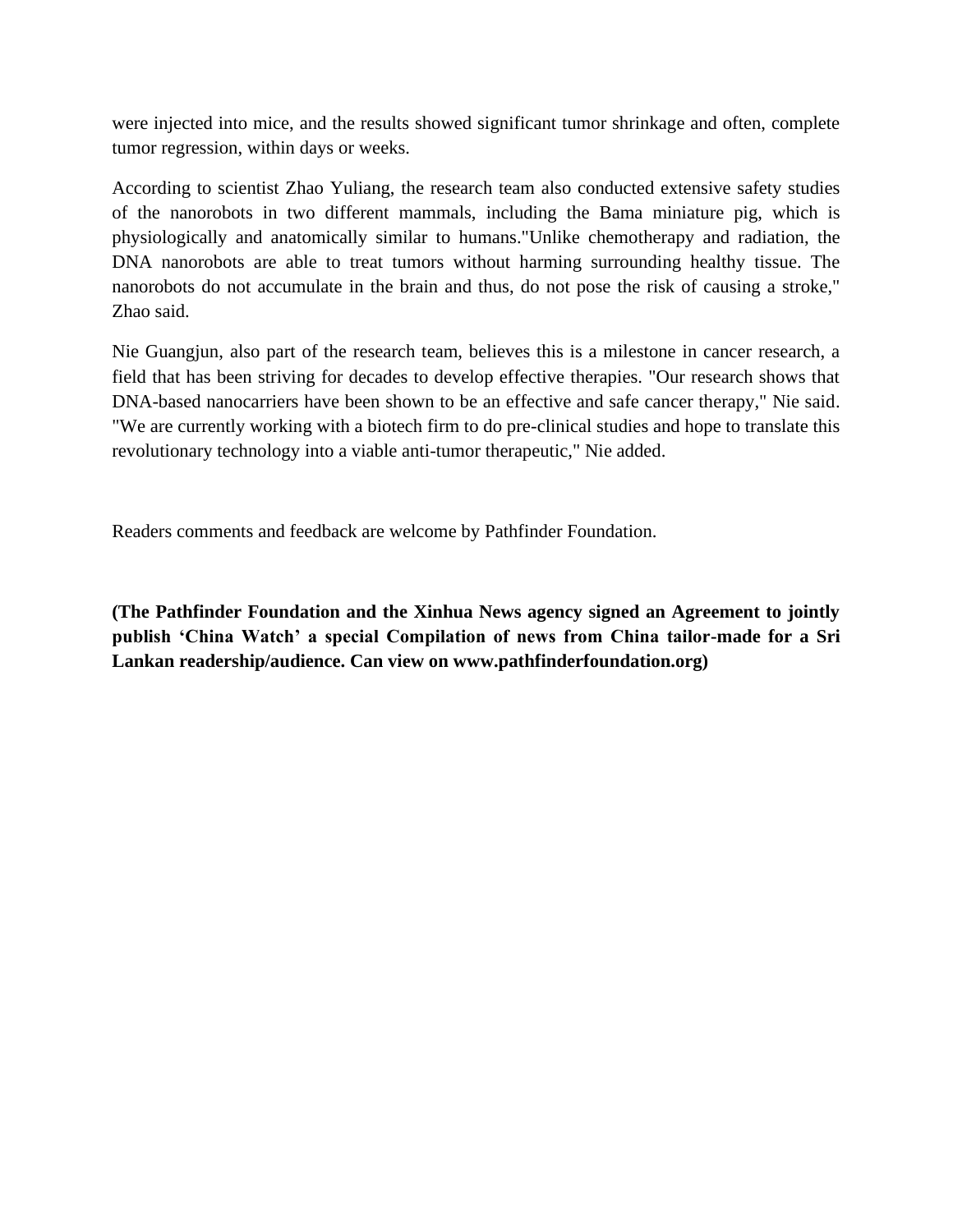were injected into mice, and the results showed significant tumor shrinkage and often, complete tumor regression, within days or weeks.

According to scientist Zhao Yuliang, the research team also conducted extensive safety studies of the nanorobots in two different mammals, including the Bama miniature pig, which is physiologically and anatomically similar to humans."Unlike chemotherapy and radiation, the DNA nanorobots are able to treat tumors without harming surrounding healthy tissue. The nanorobots do not accumulate in the brain and thus, do not pose the risk of causing a stroke," Zhao said.

Nie Guangjun, also part of the research team, believes this is a milestone in cancer research, a field that has been striving for decades to develop effective therapies. "Our research shows that DNA-based nanocarriers have been shown to be an effective and safe cancer therapy," Nie said. "We are currently working with a biotech firm to do pre-clinical studies and hope to translate this revolutionary technology into a viable anti-tumor therapeutic," Nie added.

Readers comments and feedback are welcome by Pathfinder Foundation.

**(The Pathfinder Foundation and the Xinhua News agency signed an Agreement to jointly publish 'China Watch' a special Compilation of news from China tailor-made for a Sri Lankan readership/audience. Can view on www.pathfinderfoundation.org)**